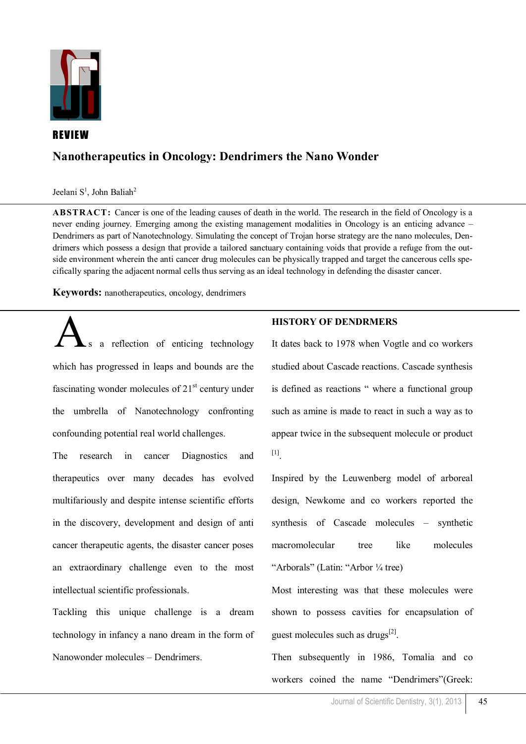**REVIEW**

# Nanotherapeutics in Oncology: Dendrimers the Nano Wonder

Jeelani S[1], John Baliah[2]

**ABSTRACT:** Cancer is one of the leading causes of death in the world. The research in the field of Oncology is a never ending journey. Emerging among the existing management modalities in Oncology is an enticing advance – Dendrimers as part of Nanotechnology. Simulating the concept of Trojan horse strategy are the nano molecules, Dendrimers which possess a design that provide a tailored sanctuary containing voids that provide a refuge from the outside environment wherein the anti cancer drug molecules can be physically trapped and target the cancerous cells specifically sparing the adjacent normal cells thus serving as an ideal technology in defending the disaster cancer.

**Keywords:** nanotherapeutics, oncology, dendrimers

As a reflection of enticing technology which has progressed in leaps and bounds are the fascinating wonder molecules of 21st century under the umbrella of Nanotechnology confronting confounding potential real world challenges.

The research in cancer Diagnostics and therapeutics over many decades has evolved multifariously and despite intense scientific efforts in the discovery, development and design of anti cancer therapeutic agents, the disaster cancer poses an extraordinary challenge even to the most intellectual scientific professionals.

Tackling this unique challenge is a dream technology in infancy a nano dream in the form of Nanowonder molecules – Dendrimers.

## HISTORY OF DENDRMERS

It dates back to 1978 when Vogtle and co workers studied about Cascade reactions. Cascade synthesis is defined as reactions " where a functional group such as amine is made to react in such a way as to appear twice in the subsequent molecule or product [1].

Inspired by the Leuwenberg model of arboreal design, Newkome and co workers reported the synthesis of Cascade molecules – synthetic macromolecular tree like molecules "Arborals" (Latin: "Arbor ¼ tree)

Most interesting was that these molecules were shown to possess cavities for encapsulation of guest molecules such as drugs[2].

Then subsequently in 1986, Tomalia and co workers coined the name "Dendrimers"(Greek: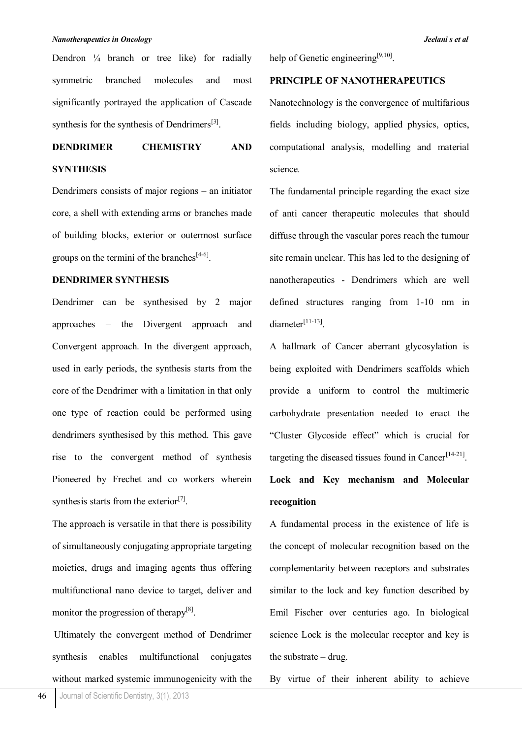Dendron ¼ branch or tree like) for radially symmetric branched molecules and most significantly portrayed the application of Cascade synthesis for the synthesis of Dendrimers[3].

## DENDRIMER CHEMISTRY AND SYNTHESIS

Dendrimers consists of major regions – an initiator core, a shell with extending arms or branches made of building blocks, exterior or outermost surface groups on the termini of the branches[4-6].

## DENDRIMER SYNTHESIS

Dendrimer can be synthesised by 2 major approaches – the Divergent approach and Convergent approach. In the divergent approach, used in early periods, the synthesis starts from the core of the Dendrimer with a limitation in that only one type of reaction could be performed using dendrimers synthesised by this method. This gave rise to the convergent method of synthesis Pioneered by Frechet and co workers wherein synthesis starts from the exterior[7].

The approach is versatile in that there is possibility of simultaneously conjugating appropriate targeting moieties, drugs and imaging agents thus offering multifunctional nano device to target, deliver and monitor the progression of therapy[8].

Ultimately the convergent method of Dendrimer synthesis enables multifunctional conjugates without marked systemic immunogenicity with the help of Genetic engineering[9,10].

## PRINCIPLE OF NANOTHERAPEUTICS

Nanotechnology is the convergence of multifarious fields including biology, applied physics, optics, computational analysis, modelling and material science.

The fundamental principle regarding the exact size of anti cancer therapeutic molecules that should diffuse through the vascular pores reach the tumour site remain unclear. This has led to the designing of nanotherapeutics - Dendrimers which are well defined structures ranging from 1-10 nm in diameter[11-13].

A hallmark of Cancer aberrant glycosylation is being exploited with Dendrimers scaffolds which provide a uniform to control the multimeric carbohydrate presentation needed to enact the "Cluster Glycoside effect" which is crucial for targeting the diseased tissues found in Cancer[14-21].

### Lock and Key mechanism and Molecular recognition

A fundamental process in the existence of life is the concept of molecular recognition based on the complementarity between receptors and substrates similar to the lock and key function described by Emil Fischer over centuries ago. In biological science Lock is the molecular receptor and key is the substrate – drug.

By virtue of their inherent ability to achieve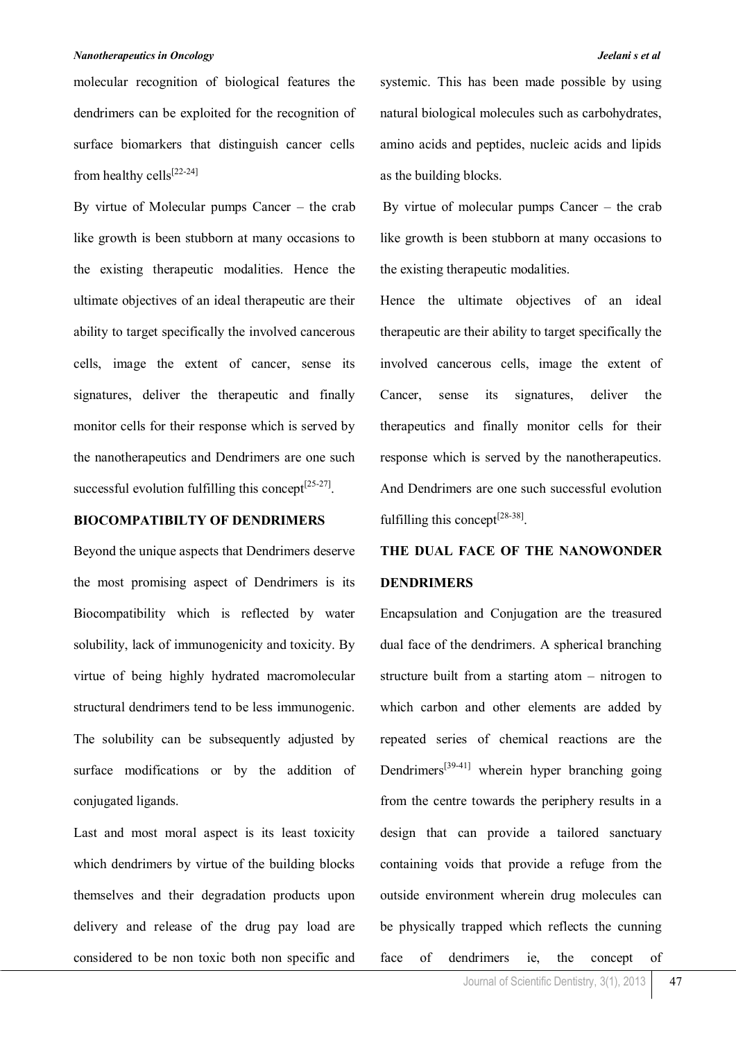molecular recognition of biological features the dendrimers can be exploited for the recognition of surface biomarkers that distinguish cancer cells from healthy cells[22-24]

By virtue of Molecular pumps Cancer – the crab like growth is been stubborn at many occasions to the existing therapeutic modalities. Hence the ultimate objectives of an ideal therapeutic are their ability to target specifically the involved cancerous cells, image the extent of cancer, sense its signatures, deliver the therapeutic and finally monitor cells for their response which is served by the nanotherapeutics and Dendrimers are one such successful evolution fulfilling this concept[25-27].

## BIOCOMPATIBILTY OF DENDRIMERS

Beyond the unique aspects that Dendrimers deserve the most promising aspect of Dendrimers is its Biocompatibility which is reflected by water solubility, lack of immunogenicity and toxicity. By virtue of being highly hydrated macromolecular structural dendrimers tend to be less immunogenic. The solubility can be subsequently adjusted by surface modifications or by the addition of conjugated ligands.

Last and most moral aspect is its least toxicity which dendrimers by virtue of the building blocks themselves and their degradation products upon delivery and release of the drug pay load are considered to be non toxic both non specific and systemic. This has been made possible by using natural biological molecules such as carbohydrates, amino acids and peptides, nucleic acids and lipids as the building blocks.

By virtue of molecular pumps Cancer – the crab like growth is been stubborn at many occasions to the existing therapeutic modalities.

Hence the ultimate objectives of an ideal therapeutic are their ability to target specifically the involved cancerous cells, image the extent of Cancer, sense its signatures, deliver the therapeutics and finally monitor cells for their response which is served by the nanotherapeutics. And Dendrimers are one such successful evolution fulfilling this concept[28-38].

## THE DUAL FACE OF THE NANOWONDER DENDRIMERS

Encapsulation and Conjugation are the treasured dual face of the dendrimers. A spherical branching structure built from a starting atom – nitrogen to which carbon and other elements are added by repeated series of chemical reactions are the Dendrimers[39-41] wherein hyper branching going from the centre towards the periphery results in a design that can provide a tailored sanctuary containing voids that provide a refuge from the outside environment wherein drug molecules can be physically trapped which reflects the cunning face of dendrimers ie, the concept of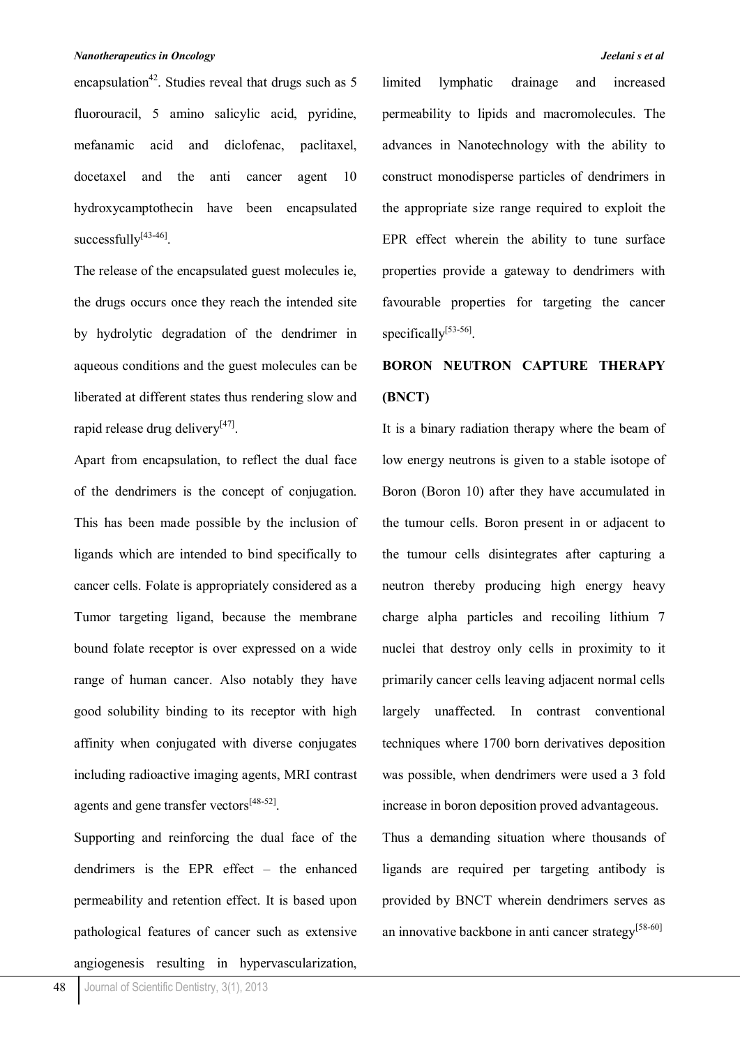encapsulation[42]. Studies reveal that drugs such as 5 fluorouracil, 5 amino salicylic acid, pyridine, mefanamic acid and diclofenac, paclitaxel, docetaxel and the anti cancer agent 10 hydroxycamptothecin have been encapsulated successfully[43-46].

The release of the encapsulated guest molecules ie, the drugs occurs once they reach the intended site by hydrolytic degradation of the dendrimer in aqueous conditions and the guest molecules can be liberated at different states thus rendering slow and rapid release drug delivery[47].

Apart from encapsulation, to reflect the dual face of the dendrimers is the concept of conjugation. This has been made possible by the inclusion of ligands which are intended to bind specifically to cancer cells. Folate is appropriately considered as a Tumor targeting ligand, because the membrane bound folate receptor is over expressed on a wide range of human cancer. Also notably they have good solubility binding to its receptor with high affinity when conjugated with diverse conjugates including radioactive imaging agents, MRI contrast agents and gene transfer vectors[48-52].

Supporting and reinforcing the dual face of the dendrimers is the EPR effect – the enhanced permeability and retention effect. It is based upon pathological features of cancer such as extensive angiogenesis resulting in hypervascularization, limited lymphatic drainage and increased permeability to lipids and macromolecules. The advances in Nanotechnology with the ability to construct monodisperse particles of dendrimers in the appropriate size range required to exploit the EPR effect wherein the ability to tune surface properties provide a gateway to dendrimers with favourable properties for targeting the cancer specifically[53-56].

## BORON NEUTRON CAPTURE THERAPY (BNCT)

It is a binary radiation therapy where the beam of low energy neutrons is given to a stable isotope of Boron (Boron 10) after they have accumulated in the tumour cells. Boron present in or adjacent to the tumour cells disintegrates after capturing a neutron thereby producing high energy heavy charge alpha particles and recoiling lithium 7 nuclei that destroy only cells in proximity to it primarily cancer cells leaving adjacent normal cells largely unaffected. In contrast conventional techniques where 1700 born derivatives deposition was possible, when dendrimers were used a 3 fold increase in boron deposition proved advantageous.

Thus a demanding situation where thousands of ligands are required per targeting antibody is provided by BNCT wherein dendrimers serves as an innovative backbone in anti cancer strategy[58-60]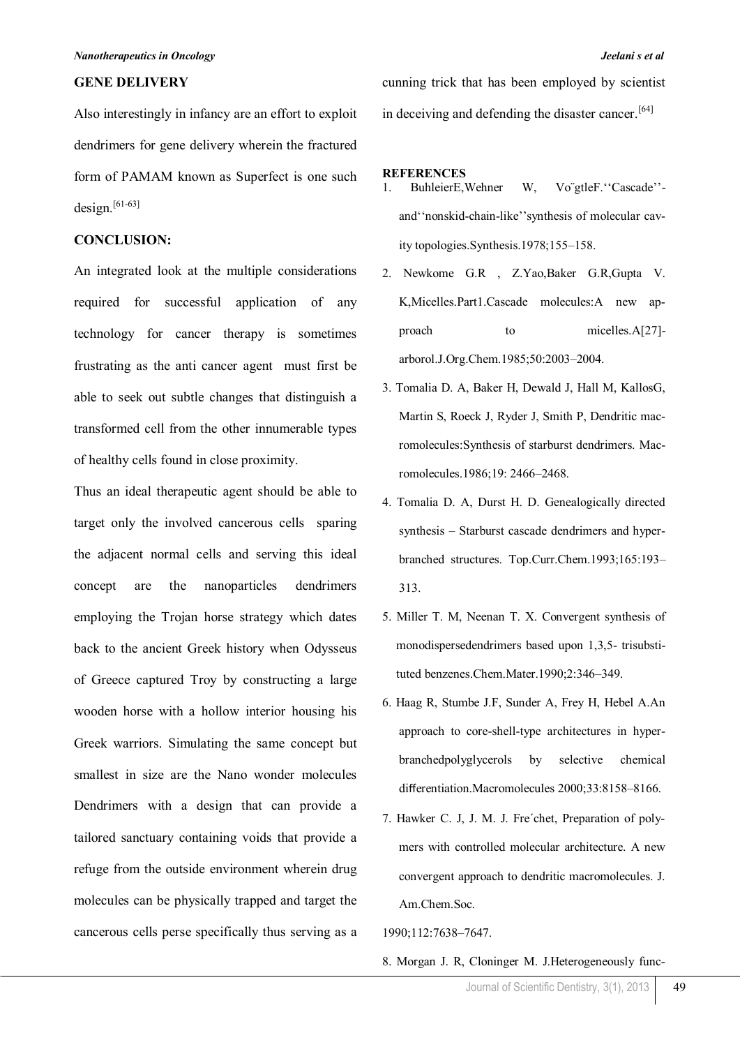## GENE DELIVERY

Also interestingly in infancy are an effort to exploit dendrimers for gene delivery wherein the fractured form of PAMAM known as Superfect is one such design.[61-63]

## CONCLUSION:

An integrated look at the multiple considerations required for successful application of any technology for cancer therapy is sometimes frustrating as the anti cancer agent must first be able to seek out subtle changes that distinguish a transformed cell from the other innumerable types of healthy cells found in close proximity.

Thus an ideal therapeutic agent should be able to target only the involved cancerous cells sparing the adjacent normal cells and serving this ideal concept are the nanoparticles dendrimers employing the Trojan horse strategy which dates back to the ancient Greek history when Odysseus of Greece captured Troy by constructing a large wooden horse with a hollow interior housing his Greek warriors. Simulating the same concept but smallest in size are the Nano wonder molecules Dendrimers with a design that can provide a tailored sanctuary containing voids that provide a refuge from the outside environment wherein drug molecules can be physically trapped and target the cancerous cells perse specifically thus serving as a cunning trick that has been employed by scientist in deceiving and defending the disaster cancer.[64]

## REFERENCES

1. BuhleierE,Wehner W, Vo¨gtleF.''Cascade''- and''nonskid-chain-like''synthesis of molecular cavity topologies.Synthesis.1978;155–158.
2. Newkome G.R , Z.Yao,Baker G.R,Gupta V. K,Micelles.Part1.Cascade molecules:A new approach to micelles.A[27]-arborol.J.Org.Chem.1985;50:2003–2004.
3. Tomalia D. A, Baker H, Dewald J, Hall M, KallosG, Martin S, Roeck J, Ryder J, Smith P, Dendritic macromolecules:Synthesis of starburst dendrimers. Macromolecules.1986;19: 2466–2468.
4. Tomalia D. A, Durst H. D. Genealogically directed synthesis – Starburst cascade dendrimers and hyperbranched structures. Top.Curr.Chem.1993;165:193–313.
5. Miller T. M, Neenan T. X. Convergent synthesis of monodispersedendrimers based upon 1,3,5- trisubstituted benzenes.Chem.Mater.1990;2:346–349.
6. Haag R, Stumbe J.F, Sunder A, Frey H, Hebel A.An approach to core-shell-type architectures in hyperbranchedpolyglycerols by selective chemical differentiation.Macromolecules 2000;33:8158–8166.
7. Hawker C. J, J. M. J. Fre´chet, Preparation of polymers with controlled molecular architecture. A new convergent approach to dendritic macromolecules. J. Am.Chem.Soc. 1990;112:7638–7647.
8. Morgan J. R, Cloninger M. J.Heterogeneously func-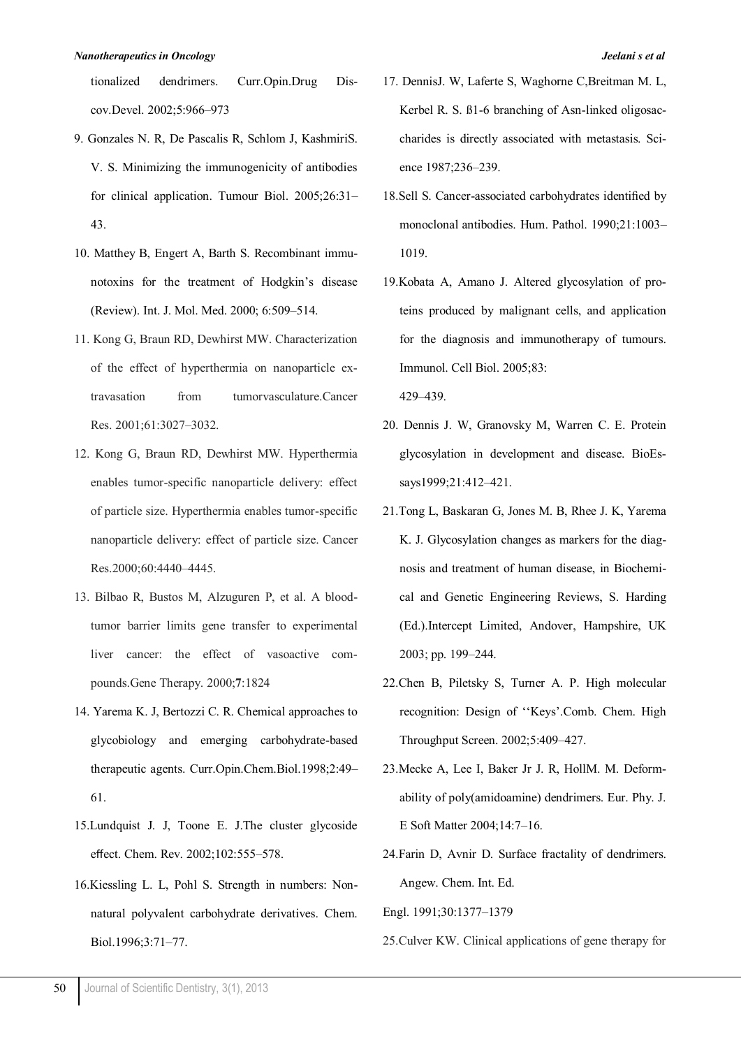tionalized dendrimers. Curr.Opin.Drug Discov.Devel. 2002;5:966–973

9. Gonzales N. R, De Pascalis R, Schlom J, KashmiriS. V. S. Minimizing the immunogenicity of antibodies for clinical application. Tumour Biol. 2005;26:31–43.

10. Matthey B, Engert A, Barth S. Recombinant immunotoxins for the treatment of Hodgkin's disease (Review). Int. J. Mol. Med. 2000; 6:509–514.

11. Kong G, Braun RD, Dewhirst MW. Characterization of the effect of hyperthermia on nanoparticle extravasation from tumorvasculature.Cancer Res. 2001;61:3027–3032.

12. Kong G, Braun RD, Dewhirst MW. Hyperthermia enables tumor-specific nanoparticle delivery: effect of particle size. Hyperthermia enables tumor-specific nanoparticle delivery: effect of particle size. Cancer Res.2000;60:4440–4445.

13. Bilbao R, Bustos M, Alzuguren P, et al. A blood-tumor barrier limits gene transfer to experimental liver cancer: the effect of vasoactive compounds.Gene Therapy. 2000;**7**:1824

14. Yarema K. J, Bertozzi C. R. Chemical approaches to glycobiology and emerging carbohydrate-based therapeutic agents. Curr.Opin.Chem.Biol.1998;2:49–61.

15.Lundquist J. J, Toone E. J.The cluster glycoside effect. Chem. Rev. 2002;102:555–578.

16.Kiessling L. L, Pohl S. Strength in numbers: Non-natural polyvalent carbohydrate derivatives. Chem. Biol.1996;3:71–77.

17. DennisJ. W, Laferte S, Waghorne C,Breitman M. L, Kerbel R. S. ß1-6 branching of Asn-linked oligosaccharides is directly associated with metastasis. Science 1987;236–239.

18.Sell S. Cancer-associated carbohydrates identified by monoclonal antibodies. Hum. Pathol. 1990;21:1003–1019.

19.Kobata A, Amano J. Altered glycosylation of proteins produced by malignant cells, and application for the diagnosis and immunotherapy of tumours. Immunol. Cell Biol. 2005;83:
429–439.

20. Dennis J. W, Granovsky M, Warren C. E. Protein glycosylation in development and disease. BioEssays1999;21:412–421.

21.Tong L, Baskaran G, Jones M. B, Rhee J. K, Yarema K. J. Glycosylation changes as markers for the diagnosis and treatment of human disease, in Biochemical and Genetic Engineering Reviews, S. Harding (Ed.).Intercept Limited, Andover, Hampshire, UK 2003; pp. 199–244.

22.Chen B, Piletsky S, Turner A. P. High molecular recognition: Design of ''Keys'.Comb. Chem. High Throughput Screen. 2002;5:409–427.

23.Mecke A, Lee I, Baker Jr J. R, HollM. M. Deformability of poly(amidoamine) dendrimers. Eur. Phy. J. E Soft Matter 2004;14:7–16.

24.Farin D, Avnir D. Surface fractality of dendrimers. Angew. Chem. Int. Ed.
Engl. 1991;30:1377–1379

25.Culver KW. Clinical applications of gene therapy for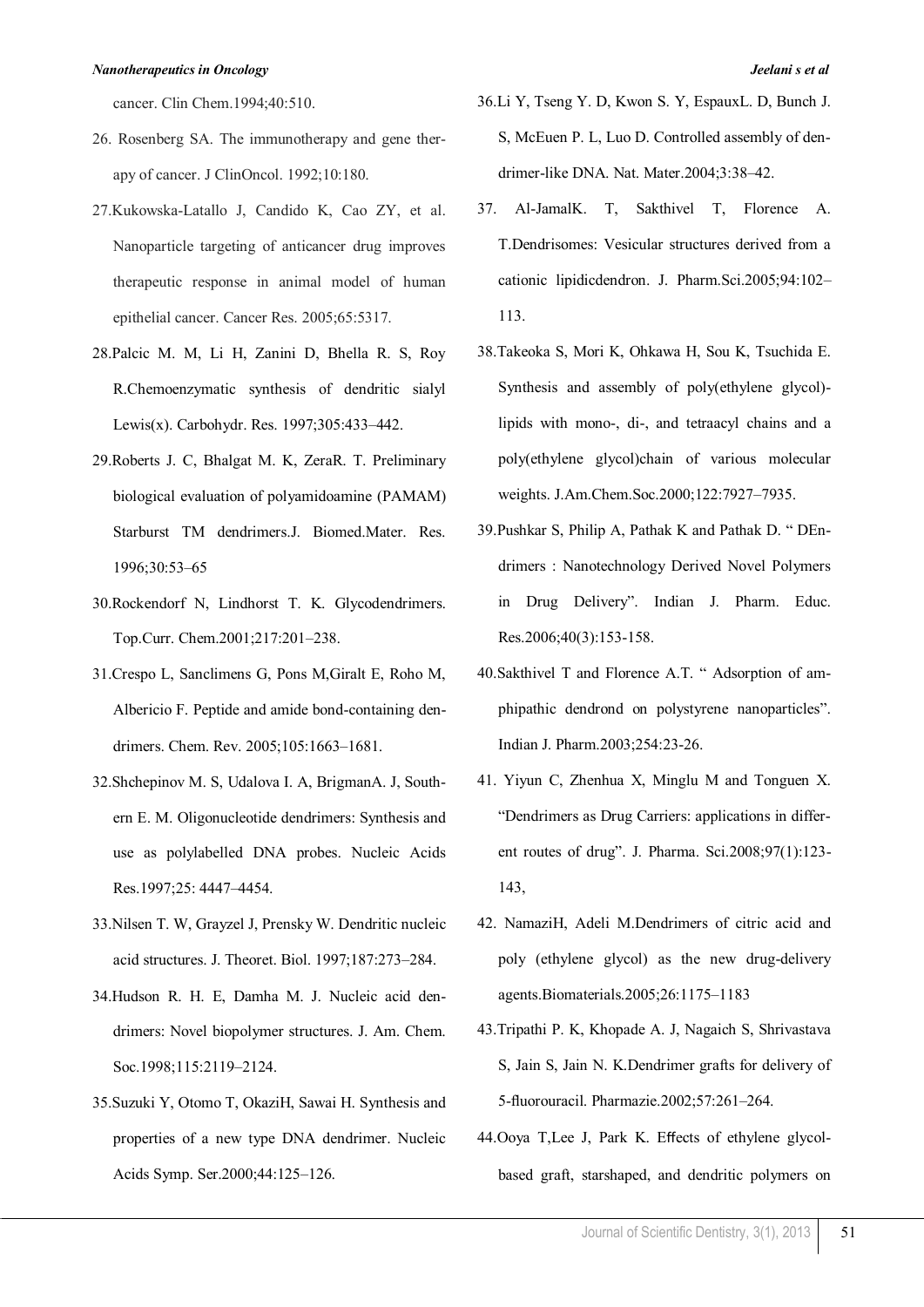cancer. Clin Chem.1994;40:510.

26. Rosenberg SA. The immunotherapy and gene therapy of cancer. J ClinOncol. 1992;10:180.

27.Kukowska-Latallo J, Candido K, Cao ZY, et al. Nanoparticle targeting of anticancer drug improves therapeutic response in animal model of human epithelial cancer. Cancer Res. 2005;65:5317.

28.Palcic M. M, Li H, Zanini D, Bhella R. S, Roy R.Chemoenzymatic synthesis of dendritic sialyl Lewis(x). Carbohydr. Res. 1997;305:433–442.

29.Roberts J. C, Bhalgat M. K, ZeraR. T. Preliminary biological evaluation of polyamidoamine (PAMAM) Starburst TM dendrimers.J. Biomed.Mater. Res. 1996;30:53–65

30.Rockendorf N, Lindhorst T. K. Glycodendrimers. Top.Curr. Chem.2001;217:201–238.

31.Crespo L, Sanclimens G, Pons M,Giralt E, Roho M, Albericio F. Peptide and amide bond-containing dendrimers. Chem. Rev. 2005;105:1663–1681.

32.Shchepinov M. S, Udalova I. A, BrigmanA. J, Southern E. M. Oligonucleotide dendrimers: Synthesis and use as polylabelled DNA probes. Nucleic Acids Res.1997;25: 4447–4454.

33.Nilsen T. W, Grayzel J, Prensky W. Dendritic nucleic acid structures. J. Theoret. Biol. 1997;187:273–284.

34.Hudson R. H. E, Damha M. J. Nucleic acid dendrimers: Novel biopolymer structures. J. Am. Chem. Soc.1998;115:2119–2124.

35.Suzuki Y, Otomo T, OkaziH, Sawai H. Synthesis and properties of a new type DNA dendrimer. Nucleic Acids Symp. Ser.2000;44:125–126.

36.Li Y, Tseng Y. D, Kwon S. Y, EspauxL. D, Bunch J. S, McEuen P. L, Luo D. Controlled assembly of dendrimer-like DNA. Nat. Mater.2004;3:38–42.

37. Al-JamalK. T, Sakthivel T, Florence A. T.Dendrisomes: Vesicular structures derived from a cationic lipidicdendron. J. Pharm.Sci.2005;94:102–113.

38.Takeoka S, Mori K, Ohkawa H, Sou K, Tsuchida E. Synthesis and assembly of poly(ethylene glycol)-lipids with mono-, di-, and tetraacyl chains and a poly(ethylene glycol)chain of various molecular weights. J.Am.Chem.Soc.2000;122:7927–7935.

39.Pushkar S, Philip A, Pathak K and Pathak D. " DEndrimers : Nanotechnology Derived Novel Polymers in Drug Delivery". Indian J. Pharm. Educ. Res.2006;40(3):153-158.

40.Sakthivel T and Florence A.T. " Adsorption of amphipathic dendrond on polystyrene nanoparticles". Indian J. Pharm.2003;254:23-26.

41. Yiyun C, Zhenhua X, Minglu M and Tonguen X. "Dendrimers as Drug Carriers: applications in different routes of drug". J. Pharma. Sci.2008;97(1):123-143,

42. NamaziH, Adeli M.Dendrimers of citric acid and poly (ethylene glycol) as the new drug-delivery agents.Biomaterials.2005;26:1175–1183

43.Tripathi P. K, Khopade A. J, Nagaich S, Shrivastava S, Jain S, Jain N. K.Dendrimer grafts for delivery of 5-fluorouracil. Pharmazie.2002;57:261–264.

44.Ooya T,Lee J, Park K. Effects of ethylene glycol-based graft, starshaped, and dendritic polymers on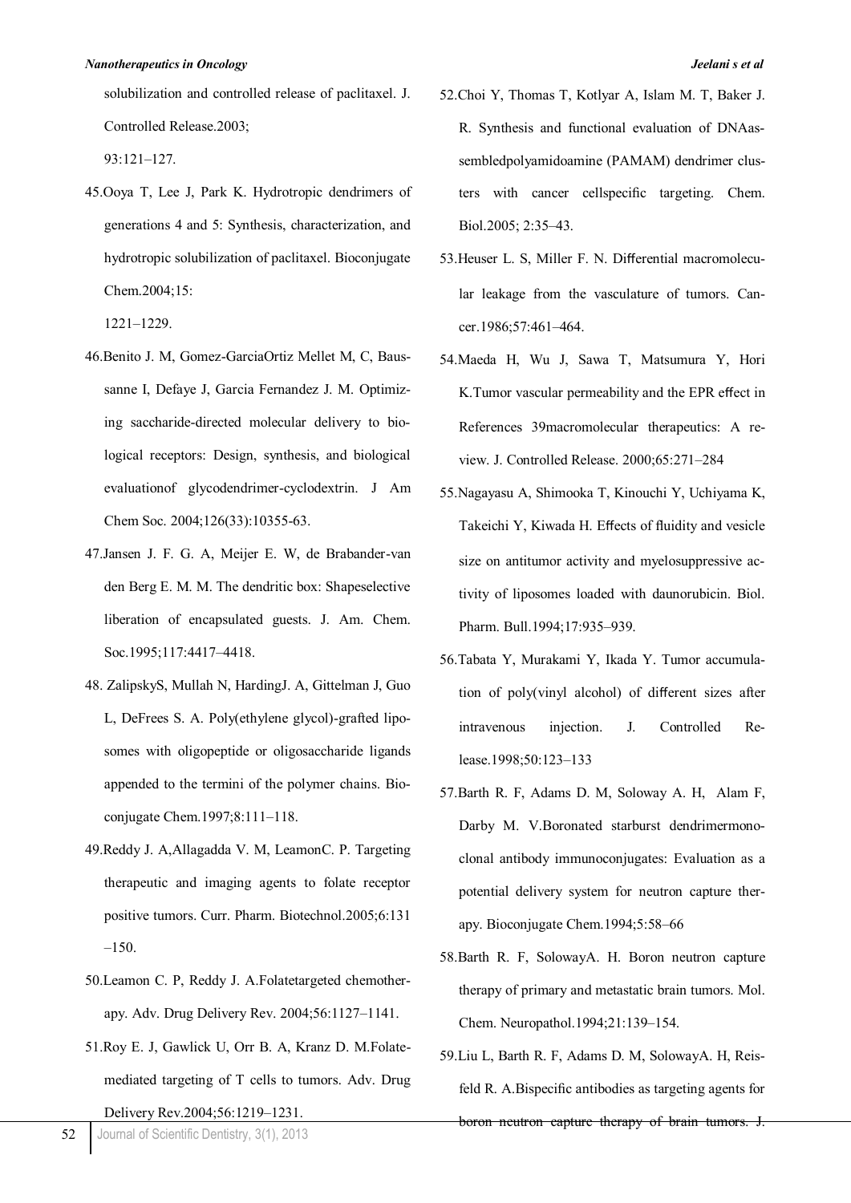solubilization and controlled release of paclitaxel. J. Controlled Release.2003; 93:121–127.

45.Ooya T, Lee J, Park K. Hydrotropic dendrimers of generations 4 and 5: Synthesis, characterization, and hydrotropic solubilization of paclitaxel. Bioconjugate Chem.2004;15: 1221–1229.

46.Benito J. M, Gomez-GarciaOrtiz Mellet M, C, Baussanne I, Defaye J, Garcia Fernandez J. M. Optimizing saccharide-directed molecular delivery to biological receptors: Design, synthesis, and biological evaluationof glycodendrimer-cyclodextrin. J Am Chem Soc. 2004;126(33):10355-63.

47.Jansen J. F. G. A, Meijer E. W, de Brabander-van den Berg E. M. M. The dendritic box: Shapeselective liberation of encapsulated guests. J. Am. Chem. Soc.1995;117:4417–4418.

48. ZalipskyS, Mullah N, HardingJ. A, Gittelman J, Guo L, DeFrees S. A. Poly(ethylene glycol)-grafted liposomes with oligopeptide or oligosaccharide ligands appended to the termini of the polymer chains. Bioconjugate Chem.1997;8:111–118.

49.Reddy J. A,Allagadda V. M, LeamonC. P. Targeting therapeutic and imaging agents to folate receptor positive tumors. Curr. Pharm. Biotechnol.2005;6:131 –150.

50.Leamon C. P, Reddy J. A.Folatetargeted chemotherapy. Adv. Drug Delivery Rev. 2004;56:1127–1141.

51.Roy E. J, Gawlick U, Orr B. A, Kranz D. M.Folate-mediated targeting of T cells to tumors. Adv. Drug Delivery Rev.2004;56:1219–1231.

52.Choi Y, Thomas T, Kotlyar A, Islam M. T, Baker J. R. Synthesis and functional evaluation of DNAassembledpolyamidoamine (PAMAM) dendrimer clusters with cancer cellspecific targeting. Chem. Biol.2005; 2:35–43.

53.Heuser L. S, Miller F. N. Differential macromolecular leakage from the vasculature of tumors. Cancer.1986;57:461–464.

54.Maeda H, Wu J, Sawa T, Matsumura Y, Hori K.Tumor vascular permeability and the EPR effect in References 39macromolecular therapeutics: A review. J. Controlled Release. 2000;65:271–284

55.Nagayasu A, Shimooka T, Kinouchi Y, Uchiyama K, Takeichi Y, Kiwada H. Effects of fluidity and vesicle size on antitumor activity and myelosuppressive activity of liposomes loaded with daunorubicin. Biol. Pharm. Bull.1994;17:935–939.

56.Tabata Y, Murakami Y, Ikada Y. Tumor accumulation of poly(vinyl alcohol) of different sizes after intravenous injection. J. Controlled Release.1998;50:123–133

57.Barth R. F, Adams D. M, Soloway A. H, Alam F, Darby M. V.Boronated starburst dendrimermonoclonal antibody immunoconjugates: Evaluation as a potential delivery system for neutron capture therapy. Bioconjugate Chem.1994;5:58–66

58.Barth R. F, SolowayA. H. Boron neutron capture therapy of primary and metastatic brain tumors. Mol. Chem. Neuropathol.1994;21:139–154.

59.Liu L, Barth R. F, Adams D. M, SolowayA. H, Reisfeld R. A.Bispecific antibodies as targeting agents for boron neutron capture therapy of brain tumors. J.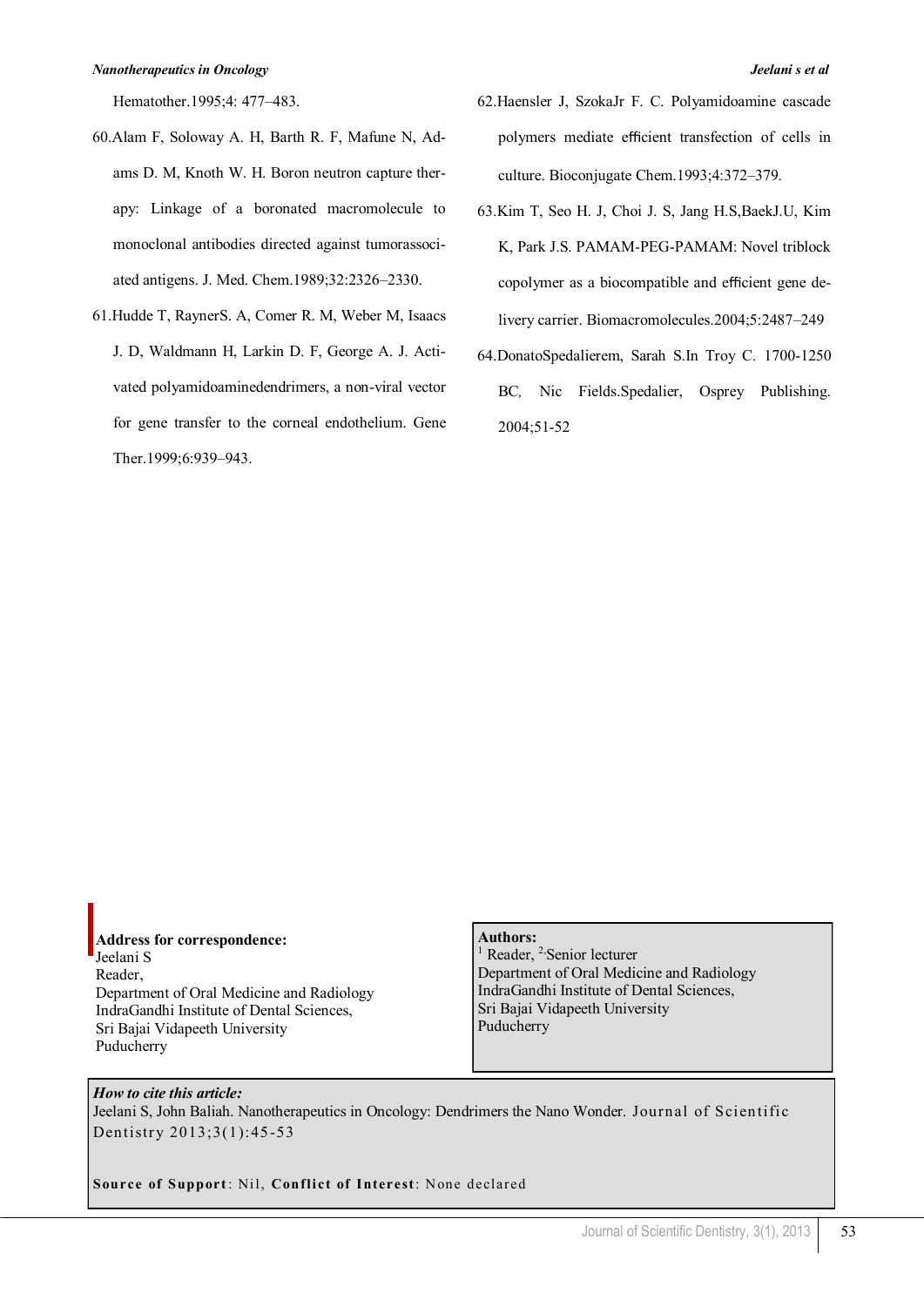Hematother.1995;4: 477–483.

60.Alam F, Soloway A. H, Barth R. F, Mafune N, Adams D. M, Knoth W. H. Boron neutron capture therapy: Linkage of a boronated macromolecule to monoclonal antibodies directed against tumorassociated antigens. J. Med. Chem.1989;32:2326–2330.

61.Hudde T, RaynerS. A, Comer R. M, Weber M, Isaacs J. D, Waldmann H, Larkin D. F, George A. J. Activated polyamidoaminedendrimers, a non-viral vector for gene transfer to the corneal endothelium. Gene Ther.1999;6:939–943.

62.Haensler J, SzokaJr F. C. Polyamidoamine cascade polymers mediate efficient transfection of cells in culture. Bioconjugate Chem.1993;4:372–379.

63.Kim T, Seo H. J, Choi J. S, Jang H.S,BaekJ.U, Kim K, Park J.S. PAMAM-PEG-PAMAM: Novel triblock copolymer as a biocompatible and efficient gene delivery carrier. Biomacromolecules.2004;5:2487–249

64.DonatoSpedalierem, Sarah S.In Troy C. 1700-1250 BC, Nic Fields.Spedalier, Osprey Publishing. 2004;51-52

**Address for correspondence:**
Jeelani S
Reader,
Department of Oral Medicine and Radiology
IndraGandhi Institute of Dental Sciences,
Sri Bajai Vidapeeth University
Puducherry

**Authors:**
[1] Reader, [2] Senior lecturer
Department of Oral Medicine and Radiology
IndraGandhi Institute of Dental Sciences,
Sri Bajai Vidapeeth University
Puducherry

***How to cite this article:***
Jeelani S, John Baliah. Nanotherapeutics in Oncology: Dendrimers the Nano Wonder. Journal of Scientific Dentistry 2013;3(1):45-53

**Source of Support**: Nil, **Conflict of Interest**: None declared